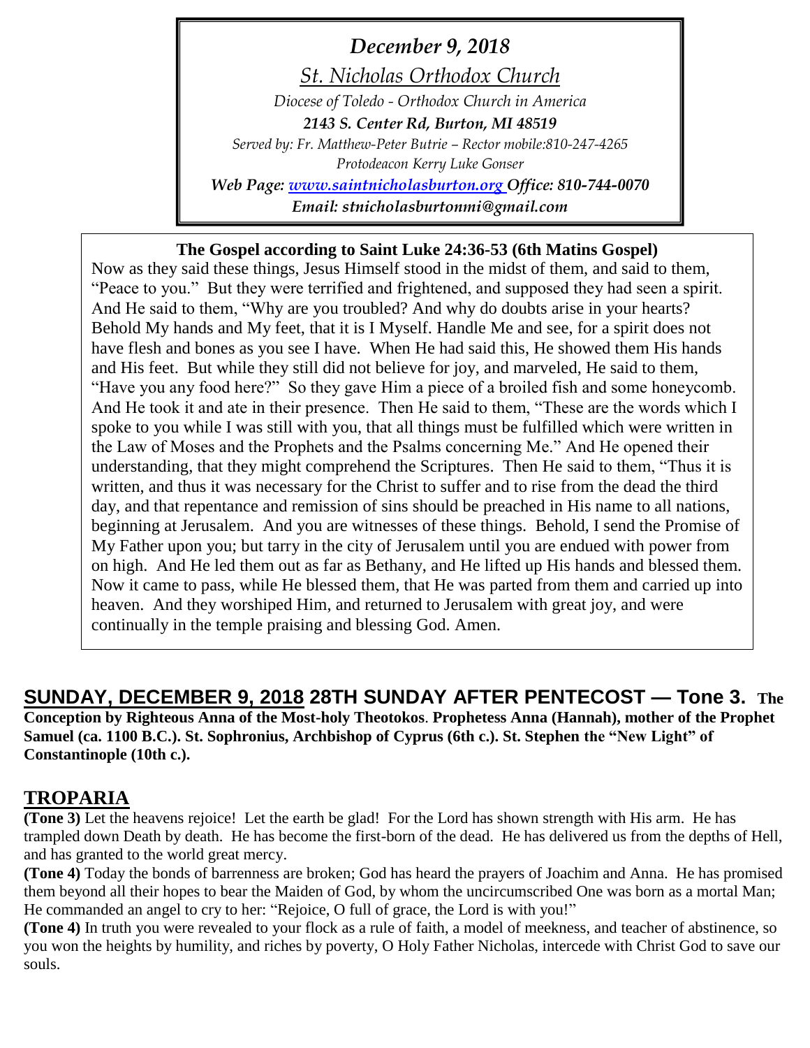*December 9, 2018*

*St. Nicholas Orthodox Church*

*Diocese of Toledo - Orthodox Church in America*

***2143 S. Center Rd, Burton, MI 48519***

*Served by: Fr. Matthew-Peter Butrie – Rector mobile:810-247-4265*

*Protodeacon Kerry Luke Gonser*

***Web Page: www.saintnicholasburton.org Office: 810-744-0070***

***Email: stnicholasburtonmi@gmail.com***

**The Gospel according to Saint Luke 24:36-53 (6th Matins Gospel)**

Now as they said these things, Jesus Himself stood in the midst of them, and said to them, "Peace to you." But they were terrified and frightened, and supposed they had seen a spirit. And He said to them, "Why are you troubled? And why do doubts arise in your hearts? Behold My hands and My feet, that it is I Myself. Handle Me and see, for a spirit does not have flesh and bones as you see I have. When He had said this, He showed them His hands and His feet. But while they still did not believe for joy, and marveled, He said to them, "Have you any food here?" So they gave Him a piece of a broiled fish and some honeycomb. And He took it and ate in their presence. Then He said to them, "These are the words which I spoke to you while I was still with you, that all things must be fulfilled which were written in the Law of Moses and the Prophets and the Psalms concerning Me." And He opened their understanding, that they might comprehend the Scriptures. Then He said to them, "Thus it is written, and thus it was necessary for the Christ to suffer and to rise from the dead the third day, and that repentance and remission of sins should be preached in His name to all nations, beginning at Jerusalem. And you are witnesses of these things. Behold, I send the Promise of My Father upon you; but tarry in the city of Jerusalem until you are endued with power from on high. And He led them out as far as Bethany, and He lifted up His hands and blessed them. Now it came to pass, while He blessed them, that He was parted from them and carried up into heaven. And they worshiped Him, and returned to Jerusalem with great joy, and were continually in the temple praising and blessing God. Amen.

## SUNDAY, DECEMBER 9, 2018 28TH SUNDAY AFTER PENTECOST — Tone 3. The Conception by Righteous Anna of the Most-holy Theotokos. Prophetess Anna (Hannah), mother of the Prophet Samuel (ca. 1100 B.C.). St. Sophronius, Archbishop of Cyprus (6th c.). St. Stephen the "New Light" of Constantinople (10th c.).

## TROPARIA

**(Tone 3)** Let the heavens rejoice! Let the earth be glad! For the Lord has shown strength with His arm. He has trampled down Death by death. He has become the first-born of the dead. He has delivered us from the depths of Hell, and has granted to the world great mercy.

**(Tone 4)** Today the bonds of barrenness are broken; God has heard the prayers of Joachim and Anna. He has promised them beyond all their hopes to bear the Maiden of God, by whom the uncircumscribed One was born as a mortal Man; He commanded an angel to cry to her: "Rejoice, O full of grace, the Lord is with you!"

**(Tone 4)** In truth you were revealed to your flock as a rule of faith, a model of meekness, and teacher of abstinence, so you won the heights by humility, and riches by poverty, O Holy Father Nicholas, intercede with Christ God to save our souls.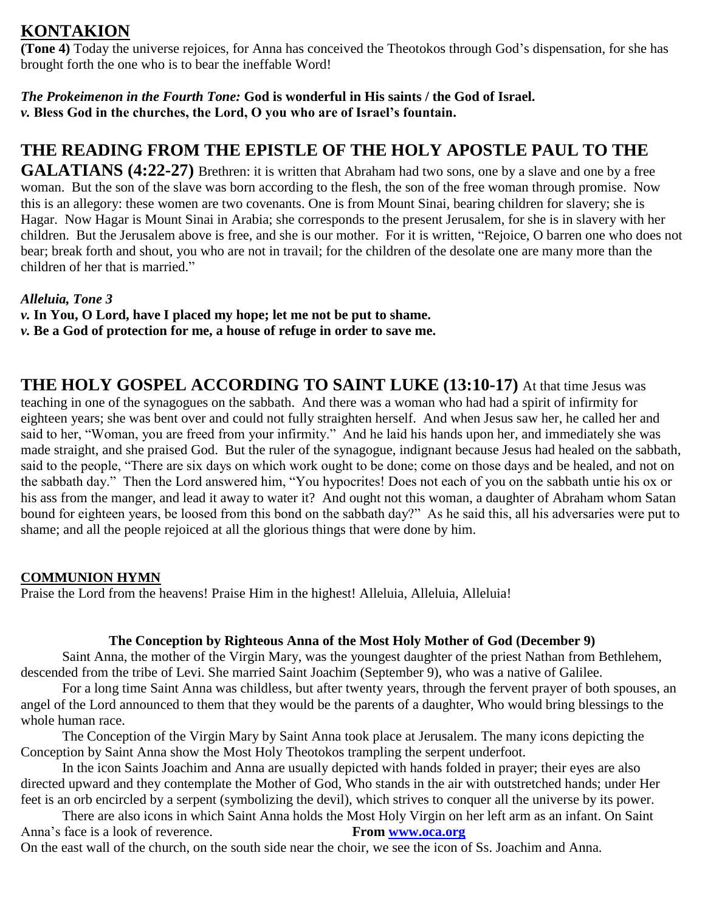## KONTAKION

**(Tone 4)** Today the universe rejoices, for Anna has conceived the Theotokos through God's dispensation, for she has brought forth the one who is to bear the ineffable Word!

***The Prokeimenon in the Fourth Tone:*** **God is wonderful in His saints / the God of Israel.**
***v.*** **Bless God in the churches, the Lord, O you who are of Israel's fountain.**

## THE READING FROM THE EPISTLE OF THE HOLY APOSTLE PAUL TO THE GALATIANS (4:22-27)

Brethren: it is written that Abraham had two sons, one by a slave and one by a free woman. But the son of the slave was born according to the flesh, the son of the free woman through promise. Now this is an allegory: these women are two covenants. One is from Mount Sinai, bearing children for slavery; she is Hagar. Now Hagar is Mount Sinai in Arabia; she corresponds to the present Jerusalem, for she is in slavery with her children. But the Jerusalem above is free, and she is our mother. For it is written, "Rejoice, O barren one who does not bear; break forth and shout, you who are not in travail; for the children of the desolate one are many more than the children of her that is married."

***Alleluia, Tone 3***
***v.*** **In You, O Lord, have I placed my hope; let me not be put to shame.**
***v.*** **Be a God of protection for me, a house of refuge in order to save me.**

## THE HOLY GOSPEL ACCORDING TO SAINT LUKE (13:10-17)

At that time Jesus was teaching in one of the synagogues on the sabbath. And there was a woman who had had a spirit of infirmity for eighteen years; she was bent over and could not fully straighten herself. And when Jesus saw her, he called her and said to her, "Woman, you are freed from your infirmity." And he laid his hands upon her, and immediately she was made straight, and she praised God. But the ruler of the synagogue, indignant because Jesus had healed on the sabbath, said to the people, "There are six days on which work ought to be done; come on those days and be healed, and not on the sabbath day." Then the Lord answered him, "You hypocrites! Does not each of you on the sabbath untie his ox or his ass from the manger, and lead it away to water it? And ought not this woman, a daughter of Abraham whom Satan bound for eighteen years, be loosed from this bond on the sabbath day?" As he said this, all his adversaries were put to shame; and all the people rejoiced at all the glorious things that were done by him.

### COMMUNION HYMN

Praise the Lord from the heavens! Praise Him in the highest! Alleluia, Alleluia, Alleluia!

### The Conception by Righteous Anna of the Most Holy Mother of God (December 9)

Saint Anna, the mother of the Virgin Mary, was the youngest daughter of the priest Nathan from Bethlehem, descended from the tribe of Levi. She married Saint Joachim (September 9), who was a native of Galilee.

For a long time Saint Anna was childless, but after twenty years, through the fervent prayer of both spouses, an angel of the Lord announced to them that they would be the parents of a daughter, Who would bring blessings to the whole human race.

The Conception of the Virgin Mary by Saint Anna took place at Jerusalem. The many icons depicting the Conception by Saint Anna show the Most Holy Theotokos trampling the serpent underfoot.

In the icon Saints Joachim and Anna are usually depicted with hands folded in prayer; their eyes are also directed upward and they contemplate the Mother of God, Who stands in the air with outstretched hands; under Her feet is an orb encircled by a serpent (symbolizing the devil), which strives to conquer all the universe by its power.

There are also icons in which Saint Anna holds the Most Holy Virgin on her left arm as an infant. On Saint Anna's face is a look of reverence. **From [www.oca.org](http://www.oca.org)**

On the east wall of the church, on the south side near the choir, we see the icon of Ss. Joachim and Anna.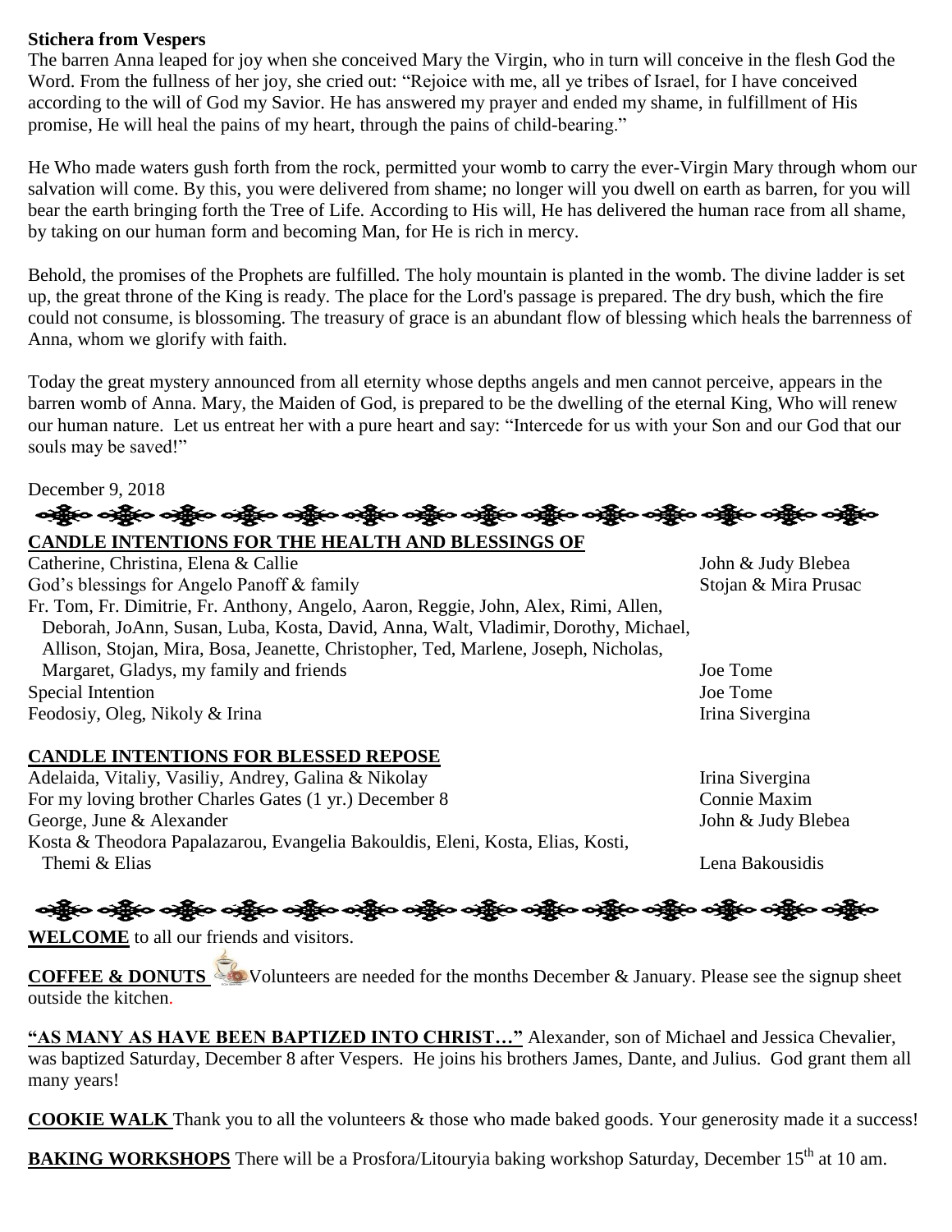**Stichera from Vespers**

The barren Anna leaped for joy when she conceived Mary the Virgin, who in turn will conceive in the flesh God the Word. From the fullness of her joy, she cried out: "Rejoice with me, all ye tribes of Israel, for I have conceived according to the will of God my Savior. He has answered my prayer and ended my shame, in fulfillment of His promise, He will heal the pains of my heart, through the pains of child-bearing."

He Who made waters gush forth from the rock, permitted your womb to carry the ever-Virgin Mary through whom our salvation will come. By this, you were delivered from shame; no longer will you dwell on earth as barren, for you will bear the earth bringing forth the Tree of Life. According to His will, He has delivered the human race from all shame, by taking on our human form and becoming Man, for He is rich in mercy.

Behold, the promises of the Prophets are fulfilled. The holy mountain is planted in the womb. The divine ladder is set up, the great throne of the King is ready. The place for the Lord's passage is prepared. The dry bush, which the fire could not consume, is blossoming. The treasury of grace is an abundant flow of blessing which heals the barrenness of Anna, whom we glorify with faith.

Today the great mystery announced from all eternity whose depths angels and men cannot perceive, appears in the barren womb of Anna. Mary, the Maiden of God, is prepared to be the dwelling of the eternal King, Who will renew our human nature. Let us entreat her with a pure heart and say: "Intercede for us with your Son and our God that our souls may be saved!"

December 9, 2018

**CANDLE INTENTIONS FOR THE HEALTH AND BLESSINGS OF**

| Intention | Offered by |
|---|---|
| Catherine, Christina, Elena & Callie | John & Judy Blebea |
| God's blessings for Angelo Panoff & family | Stojan & Mira Prusac |
| Fr. Tom, Fr. Dimitrie, Fr. Anthony, Angelo, Aaron, Reggie, John, Alex, Rimi, Allen, Deborah, JoAnn, Susan, Luba, Kosta, David, Anna, Walt, Vladimir, Dorothy, Michael, Allison, Stojan, Mira, Bosa, Jeanette, Christopher, Ted, Marlene, Joseph, Nicholas, Margaret, Gladys, my family and friends | Joe Tome |
| Special Intention | Joe Tome |
| Feodosiy, Oleg, Nikoly & Irina | Irina Sivergina |

**CANDLE INTENTIONS FOR BLESSED REPOSE**

| Intention | Offered by |
|---|---|
| Adelaida, Vitaliy, Vasiliy, Andrey, Galina & Nikolay | Irina Sivergina |
| For my loving brother Charles Gates (1 yr.) December 8 | Connie Maxim |
| George, June & Alexander | John & Judy Blebea |
| Kosta & Theodora Papalazarou, Evangelia Bakouldis, Eleni, Kosta, Elias, Kosti, Themi & Elias | Lena Bakousidis |

**WELCOME** to all our friends and visitors.

**COFFEE & DONUTS** Volunteers are needed for the months December & January. Please see the signup sheet outside the kitchen.

**"AS MANY AS HAVE BEEN BAPTIZED INTO CHRIST…"** Alexander, son of Michael and Jessica Chevalier, was baptized Saturday, December 8 after Vespers. He joins his brothers James, Dante, and Julius. God grant them all many years!

**COOKIE WALK** Thank you to all the volunteers & those who made baked goods. Your generosity made it a success!

**BAKING WORKSHOPS** There will be a Prosfora/Litouryia baking workshop Saturday, December 15th at 10 am.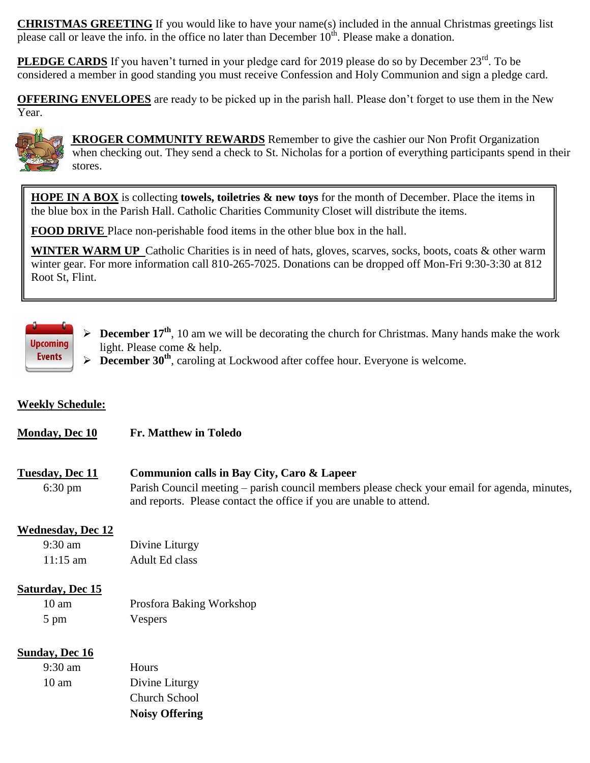**CHRISTMAS GREETING** If you would like to have your name(s) included in the annual Christmas greetings list please call or leave the info. in the office no later than December 10th. Please make a donation.

**PLEDGE CARDS** If you haven't turned in your pledge card for 2019 please do so by December 23rd. To be considered a member in good standing you must receive Confession and Holy Communion and sign a pledge card.

**OFFERING ENVELOPES** are ready to be picked up in the parish hall. Please don't forget to use them in the New Year.

**KROGER COMMUNITY REWARDS** Remember to give the cashier our Non Profit Organization when checking out. They send a check to St. Nicholas for a portion of everything participants spend in their stores.

**HOPE IN A BOX** is collecting **towels, toiletries & new toys** for the month of December. Place the items in the blue box in the Parish Hall. Catholic Charities Community Closet will distribute the items.

**FOOD DRIVE** Place non-perishable food items in the other blue box in the hall.

**WINTER WARM UP** Catholic Charities is in need of hats, gloves, scarves, socks, boots, coats & other warm winter gear. For more information call 810-265-7025. Donations can be dropped off Mon-Fri 9:30-3:30 at 812 Root St, Flint.

**Upcoming Events**

- **December 17th**, 10 am we will be decorating the church for Christmas. Many hands make the work light. Please come & help.
- **December 30th**, caroling at Lockwood after coffee hour. Everyone is welcome.

**Weekly Schedule:**

**Monday, Dec 10** — **Fr. Matthew in Toledo**

**Tuesday, Dec 11** — **Communion calls in Bay City, Caro & Lapeer**
- 6:30 pm — Parish Council meeting – parish council members please check your email for agenda, minutes, and reports. Please contact the office if you are unable to attend.

**Wednesday, Dec 12**
- 9:30 am — Divine Liturgy
- 11:15 am — Adult Ed class

**Saturday, Dec 15**
- 10 am — Prosfora Baking Workshop
- 5 pm — Vespers

**Sunday, Dec 16**
- 9:30 am — Hours
- 10 am — Divine Liturgy
  - Church School
  - **Noisy Offering**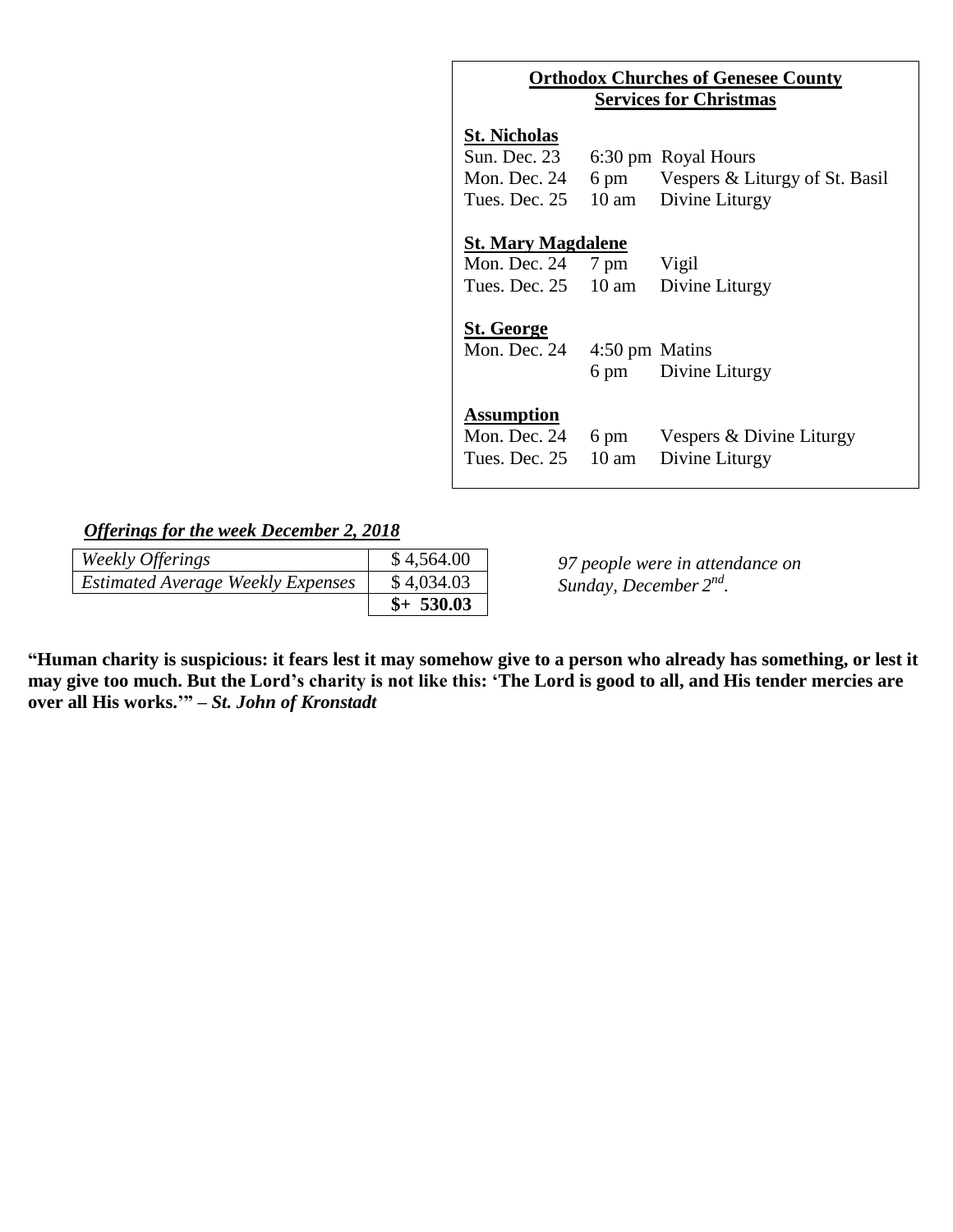## Orthodox Churches of Genesee County
## Services for Christmas

**St. Nicholas**

| | | |
|---|---|---|
| Sun. Dec. 23 | 6:30 pm | Royal Hours |
| Mon. Dec. 24 | 6 pm | Vespers & Liturgy of St. Basil |
| Tues. Dec. 25 | 10 am | Divine Liturgy |

**St. Mary Magdalene**

| | | |
|---|---|---|
| Mon. Dec. 24 | 7 pm | Vigil |
| Tues. Dec. 25 | 10 am | Divine Liturgy |

**St. George**

| | | |
|---|---|---|
| Mon. Dec. 24 | 4:50 pm | Matins |
| | 6 pm | Divine Liturgy |

**Assumption**

| | | |
|---|---|---|
| Mon. Dec. 24 | 6 pm | Vespers & Divine Liturgy |
| Tues. Dec. 25 | 10 am | Divine Liturgy |

***Offerings for the week December 2, 2018***

| | |
|---|---|
| *Weekly Offerings* | $ 4,564.00 |
| *Estimated Average Weekly Expenses* | $ 4,034.03 |
| | **$+ 530.03** |

*97 people were in attendance on Sunday, December 2nd.*

**"Human charity is suspicious: it fears lest it may somehow give to a person who already has something, or lest it may give too much. But the Lord's charity is not like this: 'The Lord is good to all, and His tender mercies are over all His works.'" –** ***St. John of Kronstadt***